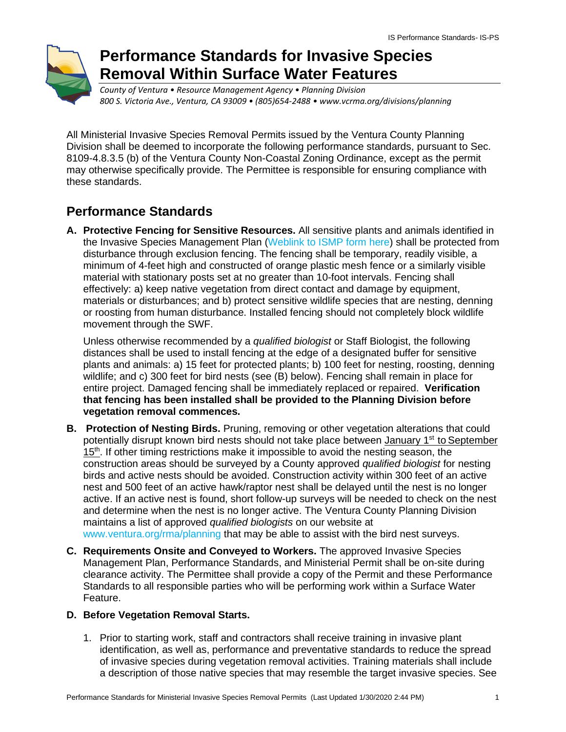# Performance Standards for Invasive Species Removal Within Surface Water Features

*County of Ventura • Resource Management Agency • Planning Division*
*800 S. Victoria Ave., Ventura, CA 93009 • (805)654-2488 • www.vcrma.org/divisions/planning*

All Ministerial Invasive Species Removal Permits issued by the Ventura County Planning Division shall be deemed to incorporate the following performance standards, pursuant to Sec. 8109-4.8.3.5 (b) of the Ventura County Non-Coastal Zoning Ordinance, except as the permit may otherwise specifically provide. The Permittee is responsible for ensuring compliance with these standards.

## Performance Standards

**A. Protective Fencing for Sensitive Resources.** All sensitive plants and animals identified in the Invasive Species Management Plan (Weblink to ISMP form here) shall be protected from disturbance through exclusion fencing. The fencing shall be temporary, readily visible, a minimum of 4-feet high and constructed of orange plastic mesh fence or a similarly visible material with stationary posts set at no greater than 10-foot intervals. Fencing shall effectively: a) keep native vegetation from direct contact and damage by equipment, materials or disturbances; and b) protect sensitive wildlife species that are nesting, denning or roosting from human disturbance. Installed fencing should not completely block wildlife movement through the SWF.

Unless otherwise recommended by a *qualified biologist* or Staff Biologist, the following distances shall be used to install fencing at the edge of a designated buffer for sensitive plants and animals: a) 15 feet for protected plants; b) 100 feet for nesting, roosting, denning wildlife; and c) 300 feet for bird nests (see (B) below). Fencing shall remain in place for entire project. Damaged fencing shall be immediately replaced or repaired. **Verification that fencing has been installed shall be provided to the Planning Division before vegetation removal commences.**

**B. Protection of Nesting Birds.** Pruning, removing or other vegetation alterations that could potentially disrupt known bird nests should not take place between January 1st to September 15th. If other timing restrictions make it impossible to avoid the nesting season, the construction areas should be surveyed by a County approved *qualified biologist* for nesting birds and active nests should be avoided. Construction activity within 300 feet of an active nest and 500 feet of an active hawk/raptor nest shall be delayed until the nest is no longer active. If an active nest is found, short follow-up surveys will be needed to check on the nest and determine when the nest is no longer active. The Ventura County Planning Division maintains a list of approved *qualified biologists* on our website at www.ventura.org/rma/planning that may be able to assist with the bird nest surveys.

**C. Requirements Onsite and Conveyed to Workers.** The approved Invasive Species Management Plan, Performance Standards, and Ministerial Permit shall be on-site during clearance activity. The Permittee shall provide a copy of the Permit and these Performance Standards to all responsible parties who will be performing work within a Surface Water Feature.

**D. Before Vegetation Removal Starts.**

1. Prior to starting work, staff and contractors shall receive training in invasive plant identification, as well as, performance and preventative standards to reduce the spread of invasive species during vegetation removal activities. Training materials shall include a description of those native species that may resemble the target invasive species. See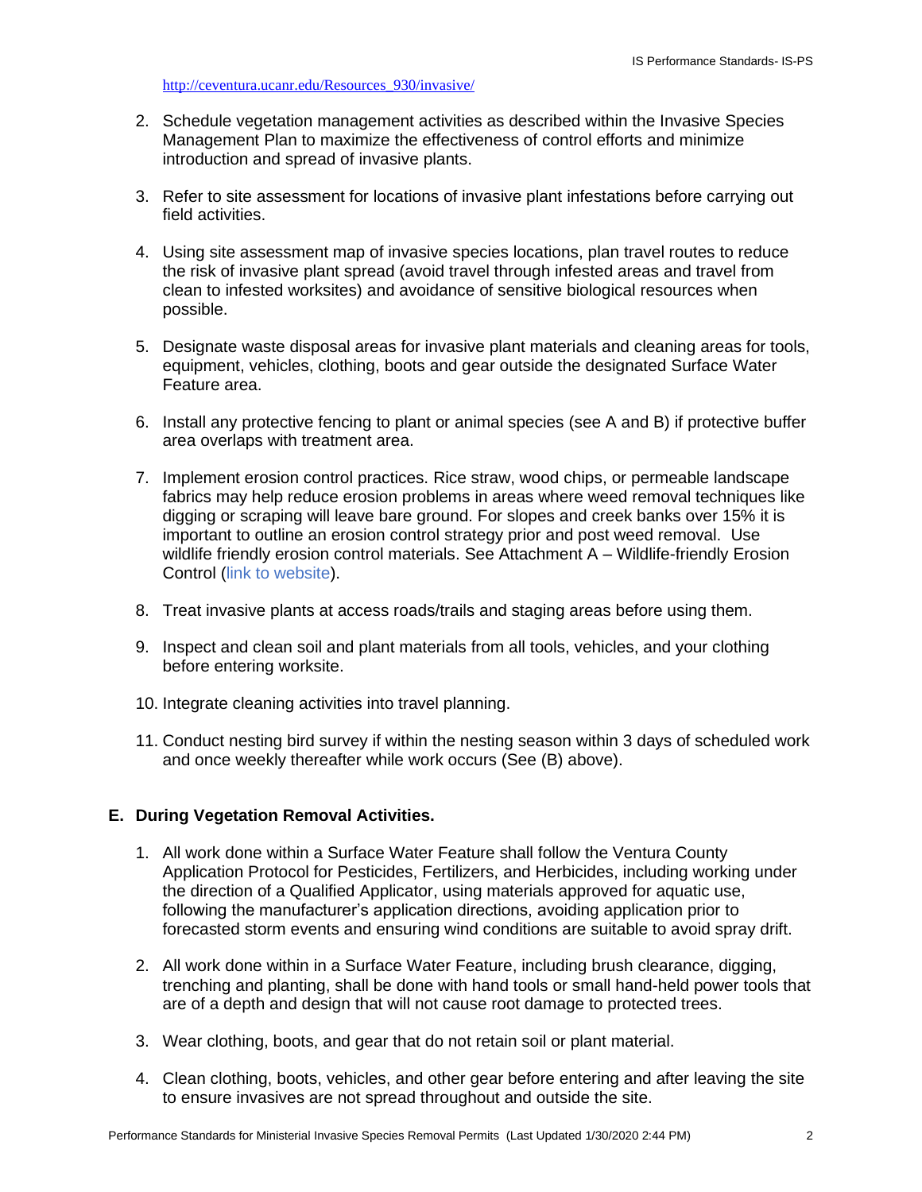http://ceventura.ucanr.edu/Resources_930/invasive/

2. Schedule vegetation management activities as described within the Invasive Species Management Plan to maximize the effectiveness of control efforts and minimize introduction and spread of invasive plants.

3. Refer to site assessment for locations of invasive plant infestations before carrying out field activities.

4. Using site assessment map of invasive species locations, plan travel routes to reduce the risk of invasive plant spread (avoid travel through infested areas and travel from clean to infested worksites) and avoidance of sensitive biological resources when possible.

5. Designate waste disposal areas for invasive plant materials and cleaning areas for tools, equipment, vehicles, clothing, boots and gear outside the designated Surface Water Feature area.

6. Install any protective fencing to plant or animal species (see A and B) if protective buffer area overlaps with treatment area.

7. Implement erosion control practices. Rice straw, wood chips, or permeable landscape fabrics may help reduce erosion problems in areas where weed removal techniques like digging or scraping will leave bare ground. For slopes and creek banks over 15% it is important to outline an erosion control strategy prior and post weed removal. Use wildlife friendly erosion control materials. See Attachment A – Wildlife-friendly Erosion Control (link to website).

8. Treat invasive plants at access roads/trails and staging areas before using them.

9. Inspect and clean soil and plant materials from all tools, vehicles, and your clothing before entering worksite.

10. Integrate cleaning activities into travel planning.

11. Conduct nesting bird survey if within the nesting season within 3 days of scheduled work and once weekly thereafter while work occurs (See (B) above).

## E. During Vegetation Removal Activities.

1. All work done within a Surface Water Feature shall follow the Ventura County Application Protocol for Pesticides, Fertilizers, and Herbicides, including working under the direction of a Qualified Applicator, using materials approved for aquatic use, following the manufacturer's application directions, avoiding application prior to forecasted storm events and ensuring wind conditions are suitable to avoid spray drift.

2. All work done within in a Surface Water Feature, including brush clearance, digging, trenching and planting, shall be done with hand tools or small hand-held power tools that are of a depth and design that will not cause root damage to protected trees.

3. Wear clothing, boots, and gear that do not retain soil or plant material.

4. Clean clothing, boots, vehicles, and other gear before entering and after leaving the site to ensure invasives are not spread throughout and outside the site.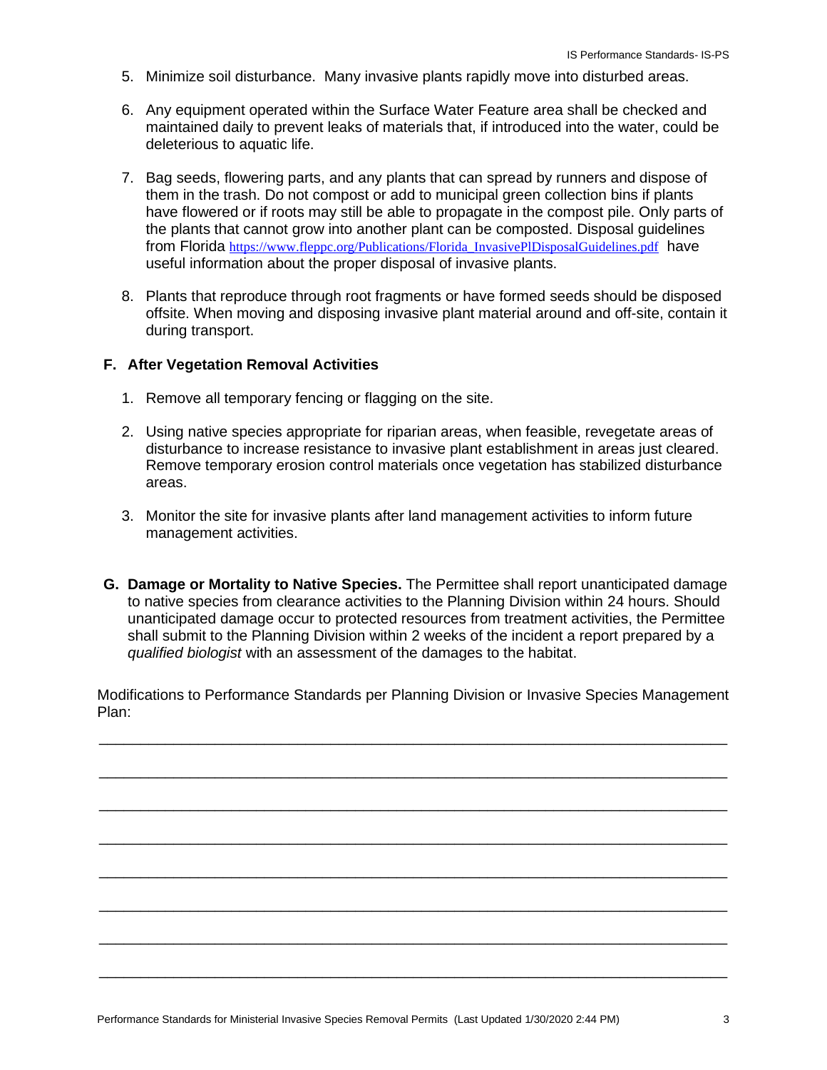5. Minimize soil disturbance. Many invasive plants rapidly move into disturbed areas.

6. Any equipment operated within the Surface Water Feature area shall be checked and maintained daily to prevent leaks of materials that, if introduced into the water, could be deleterious to aquatic life.

7. Bag seeds, flowering parts, and any plants that can spread by runners and dispose of them in the trash. Do not compost or add to municipal green collection bins if plants have flowered or if roots may still be able to propagate in the compost pile. Only parts of the plants that cannot grow into another plant can be composted. Disposal guidelines from Florida https://www.fleppc.org/Publications/Florida_InvasivePlDisposalGuidelines.pdf have useful information about the proper disposal of invasive plants.

8. Plants that reproduce through root fragments or have formed seeds should be disposed offsite. When moving and disposing invasive plant material around and off-site, contain it during transport.

**F. After Vegetation Removal Activities**

1. Remove all temporary fencing or flagging on the site.

2. Using native species appropriate for riparian areas, when feasible, revegetate areas of disturbance to increase resistance to invasive plant establishment in areas just cleared. Remove temporary erosion control materials once vegetation has stabilized disturbance areas.

3. Monitor the site for invasive plants after land management activities to inform future management activities.

**G. Damage or Mortality to Native Species.** The Permittee shall report unanticipated damage to native species from clearance activities to the Planning Division within 24 hours. Should unanticipated damage occur to protected resources from treatment activities, the Permittee shall submit to the Planning Division within 2 weeks of the incident a report prepared by a *qualified biologist* with an assessment of the damages to the habitat.

Modifications to Performance Standards per Planning Division or Invasive Species Management Plan:

______________________________________________________________________________

______________________________________________________________________________

______________________________________________________________________________

______________________________________________________________________________

______________________________________________________________________________

______________________________________________________________________________

______________________________________________________________________________

______________________________________________________________________________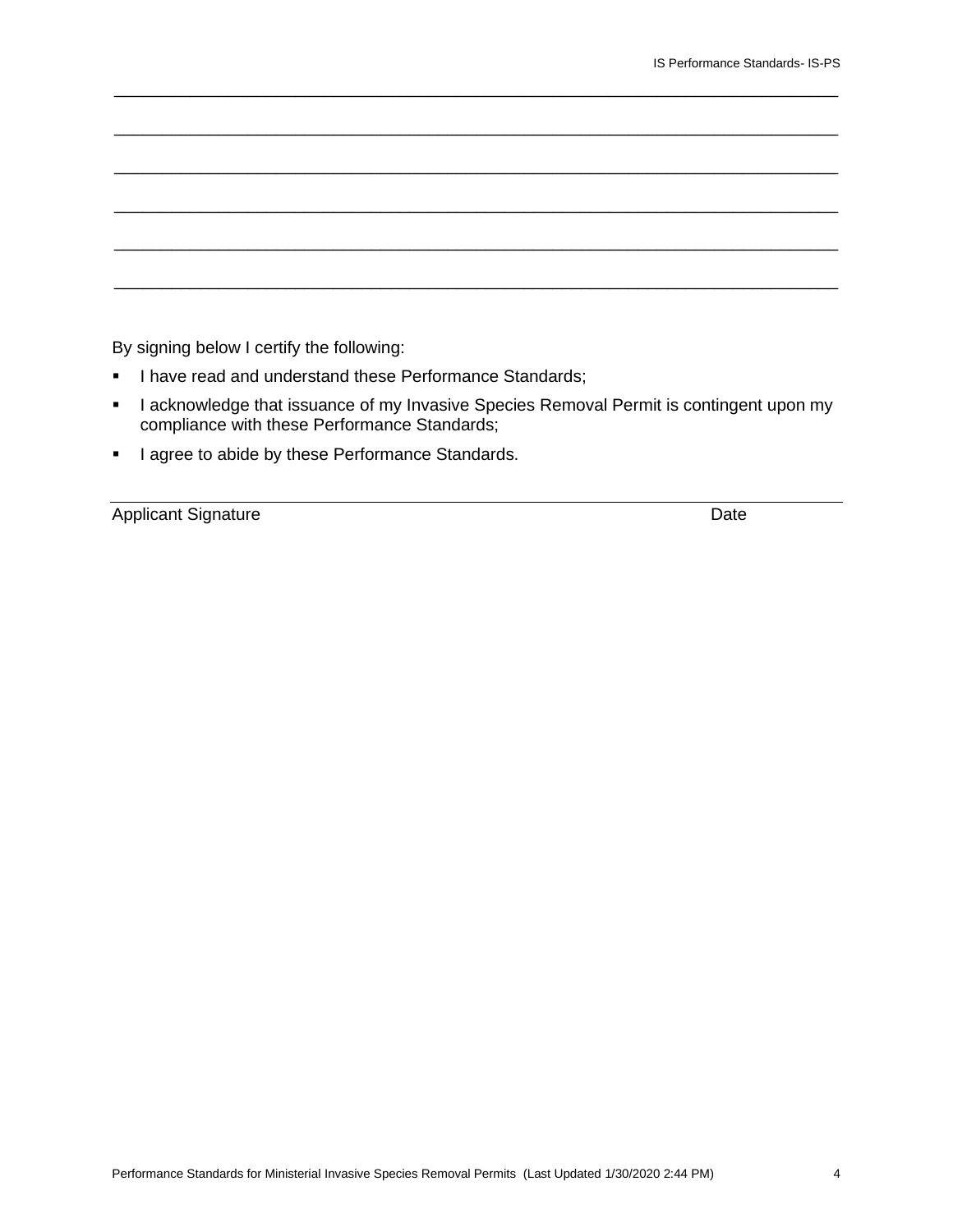______________________________________________________________________________

______________________________________________________________________________

______________________________________________________________________________

______________________________________________________________________________

______________________________________________________________________________

______________________________________________________________________________

By signing below I certify the following:

- I have read and understand these Performance Standards;
- I acknowledge that issuance of my Invasive Species Removal Permit is contingent upon my compliance with these Performance Standards;
- I agree to abide by these Performance Standards.

______________________________________________________________________________

Applicant Signature Date